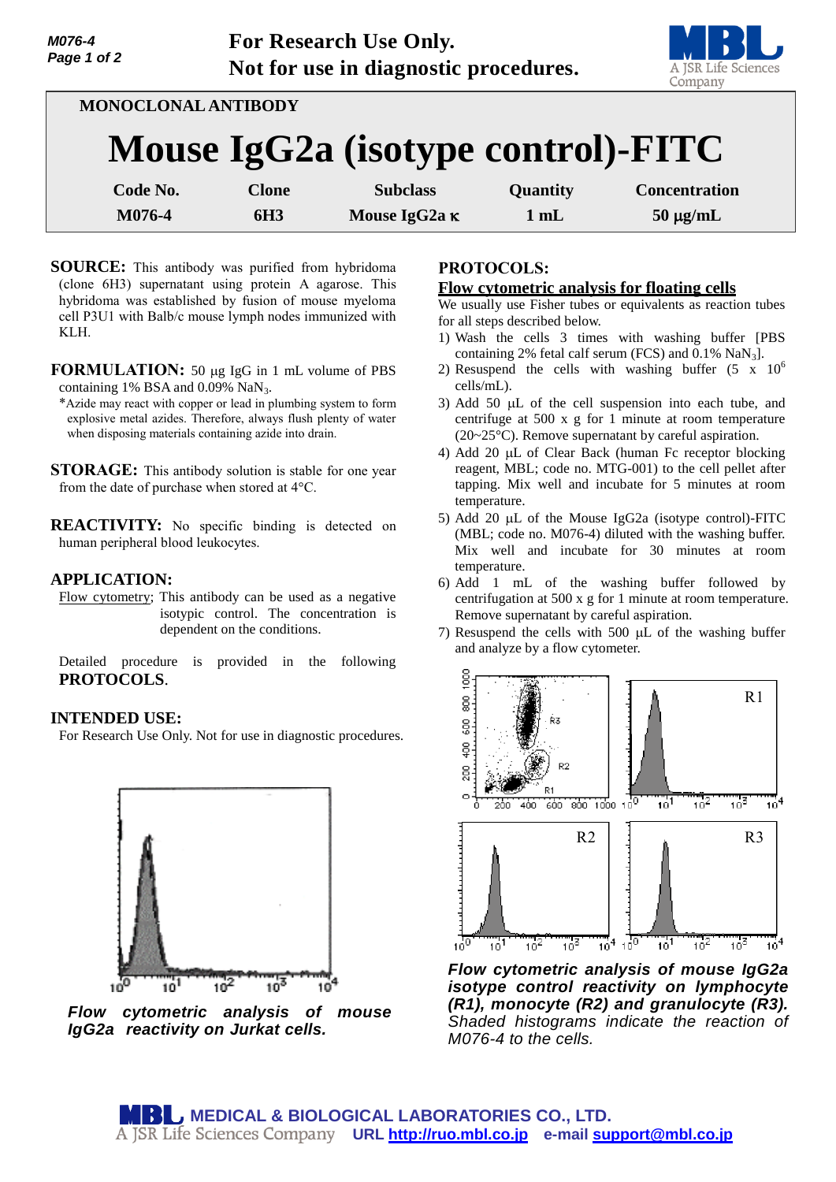For Research Use Only.
Not for use in diagnostic procedures.

MONOCLONAL ANTIBODY

# Mouse IgG2a (isotype control)-FITC

| Code No. | Clone | Subclass | Quantity | Concentration |
|---|---|---|---|---|
| M076-4 | 6H3 | Mouse IgG2a κ | 1 mL | 50 μg/mL |

**SOURCE:** This antibody was purified from hybridoma (clone 6H3) supernatant using protein A agarose. This hybridoma was established by fusion of mouse myeloma cell P3U1 with Balb/c mouse lymph nodes immunized with KLH.

**FORMULATION:** 50 μg IgG in 1 mL volume of PBS containing 1% BSA and 0.09% $NaN_3$.

*Azide may react with copper or lead in plumbing system to form explosive metal azides. Therefore, always flush plenty of water when disposing materials containing azide into drain.

**STORAGE:** This antibody solution is stable for one year from the date of purchase when stored at 4°C.

**REACTIVITY:** No specific binding is detected on human peripheral blood leukocytes.

**APPLICATION:**

Flow cytometry; This antibody can be used as a negative isotypic control. The concentration is dependent on the conditions.

Detailed procedure is provided in the following **PROTOCOLS**.

**INTENDED USE:**

For Research Use Only. Not for use in diagnostic procedures.

***Flow cytometric analysis of mouse IgG2a reactivity on Jurkat cells.***

**PROTOCOLS:**

**Flow cytometric analysis for floating cells**

We usually use Fisher tubes or equivalents as reaction tubes for all steps described below.

1) Wash the cells 3 times with washing buffer [PBS containing 2% fetal calf serum (FCS) and 0.1% $NaN_3$].
2) Resuspend the cells with washing buffer ($5 \times 10^6$ cells/mL).
3) Add 50 μL of the cell suspension into each tube, and centrifuge at 500 x g for 1 minute at room temperature (20~25°C). Remove supernatant by careful aspiration.
4) Add 20 μL of Clear Back (human Fc receptor blocking reagent, MBL; code no. MTG-001) to the cell pellet after tapping. Mix well and incubate for 5 minutes at room temperature.
5) Add 20 μL of the Mouse IgG2a (isotype control)-FITC (MBL; code no. M076-4) diluted with the washing buffer. Mix well and incubate for 30 minutes at room temperature.
6) Add 1 mL of the washing buffer followed by centrifugation at 500 x g for 1 minute at room temperature. Remove supernatant by careful aspiration.
7) Resuspend the cells with 500 μL of the washing buffer and analyze by a flow cytometer.

***Flow cytometric analysis of mouse IgG2a isotype control reactivity on lymphocyte (R1), monocyte (R2) and granulocyte (R3).*** *Shaded histograms indicate the reaction of M076-4 to the cells.*

**MEDICAL & BIOLOGICAL LABORATORIES CO., LTD.**
A JSR Life Sciences Company **URL http://ruo.mbl.co.jp e-mail support@mbl.co.jp**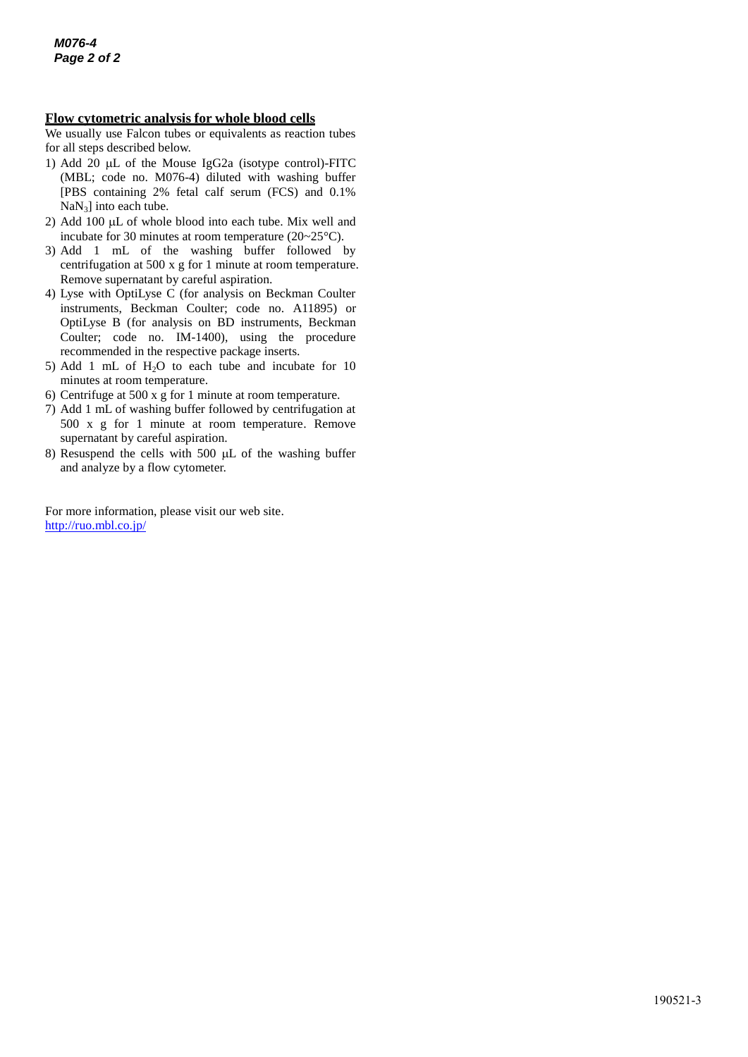## Flow cytometric analysis for whole blood cells

We usually use Falcon tubes or equivalents as reaction tubes for all steps described below.

1) Add 20 μL of the Mouse IgG2a (isotype control)-FITC (MBL; code no. M076-4) diluted with washing buffer [PBS containing 2% fetal calf serum (FCS) and 0.1% $NaN_3$] into each tube.
2) Add 100 μL of whole blood into each tube. Mix well and incubate for 30 minutes at room temperature (20~25°C).
3) Add 1 mL of the washing buffer followed by centrifugation at 500 x g for 1 minute at room temperature. Remove supernatant by careful aspiration.
4) Lyse with OptiLyse C (for analysis on Beckman Coulter instruments, Beckman Coulter; code no. A11895) or OptiLyse B (for analysis on BD instruments, Beckman Coulter; code no. IM-1400), using the procedure recommended in the respective package inserts.
5) Add 1 mL of $H_2O$ to each tube and incubate for 10 minutes at room temperature.
6) Centrifuge at 500 x g for 1 minute at room temperature.
7) Add 1 mL of washing buffer followed by centrifugation at 500 x g for 1 minute at room temperature. Remove supernatant by careful aspiration.
8) Resuspend the cells with 500 μL of the washing buffer and analyze by a flow cytometer.

For more information, please visit our web site.
http://ruo.mbl.co.jp/

190521-3